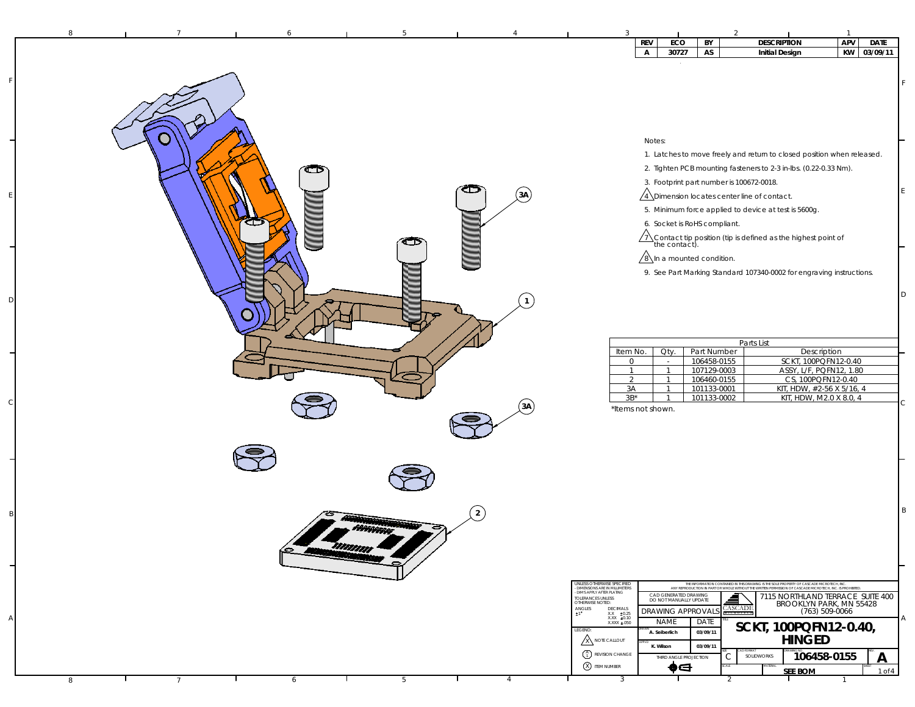| REV | ECO | BY | DESCRIPTION | APV | DATE |
| --- | --- | --- | --- | --- | --- |
| A | 30727 | AS | Initial Design | KW | 03/09/11 |

3A

1

3A

2

Notes:

1. Latches to move freely and return to closed position when released.
2. Tighten PCB mounting fasteners to 2-3 in-lbs. (0.22-0.33 Nm).
3. Footprint part number is 100672-0018.
4. Dimension locates center line of contact.
5. Minimum force applied to device at test is 5600g.
6. Socket is RoHS compliant.
7. Contact tip position (tip is defined as the highest point of the contact).
8. In a mounted condition.
9. See Part Marking Standard 107340-0002 for engraving instructions.

Parts List

| Item No. | Qty. | Part Number | Description |
| --- | --- | --- | --- |
| 0 | - | 106458-0155 | SCKT, 100PQFN12-0.40 |
| 1 | 1 | 107129-0003 | ASSY, L/F, PQFN12, 1.80 |
| 2 | 1 | 106460-0155 | CS, 100PQFN12-0.40 |
| 3A | 1 | 101133-0001 | KIT, HDW, #2-56 X 5/16, 4 |
| 3B* | 1 | 101133-0002 | KIT, HDW, M2.0 X 8.0, 4 |

*Items not shown.

UNLESS OTHERWISE SPECIFIED
- DIMENSIONS ARE IN MILLIMETERS
- DIM'S APPLY AFTER PLATING
TOLERANCES UNLESS OTHERWISE NOTED:
ANGLES ±1°
DECIMALS X.X ±0.25, X.XX ±0.10, X.XXX ±.050

LEGEND:
NOTE CALLOUT
REVISION CHANGE
ITEM NUMBER

THE INFORMATION CONTAINED IN THIS DRAWING IS THE SOLE PROPERTY OF CASCADE MICROTECH, INC. ANY REPRODUCTION IN PART OR WHOLE WITHOUT THE WRITTEN PERMISSION OF CASCADE MICROTECH, INC. IS PROHIBITED.

CAD GENERATED DRAWING
DO NOT MANUALLY UPDATE

DRAWING APPROVALS

| | NAME | DATE |
| --- | --- | --- |
| DRAWN | A. Seiberlich | 03/09/11 |
| APP'D | K. Wilson | 03/09/11 |

THIRD ANGLE PROJECTION

CASCADE

7115 NORTHLAND TERRACE SUITE 400
BROOKLYN PARK, MN 55428
(763) 509-0066

TITLE: SCKT, 100PQFN12-0.40, HINGED

SIZE: C
CAD FORMAT: SOLIDWORKS
DRAWING NO: 106458-0155
REV: A
MATERIAL: SEE BOM
SHEET: 1 of 4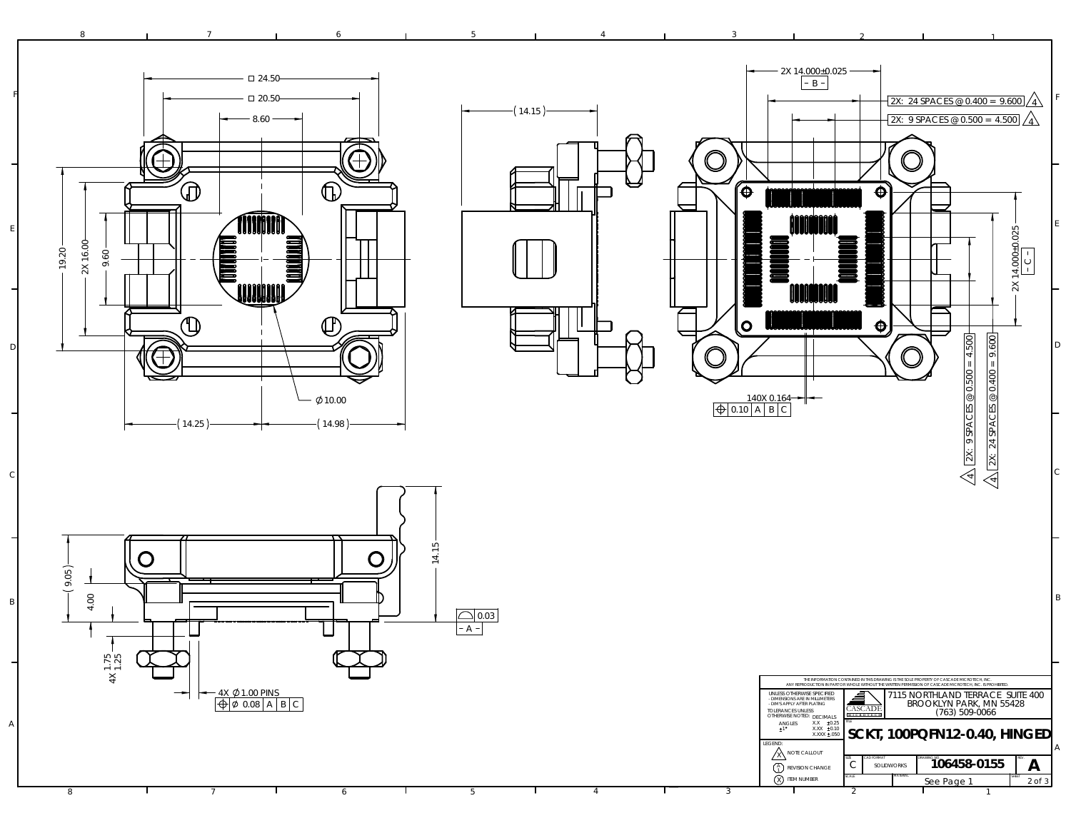□ 24.50

□ 20.50

8.60

19.20

2X 16.00

9.60

∅10.00

(14.25)

(14.98)

(14.15)

2X 14.000±0.025

– B –

2X: 24 SPACES @ 0.400 = 9.600 (4)

2X: 9 SPACES @ 0.500 = 4.500 (4)

2X 14.000±0.025

– C –

2X: 9 SPACES @ 0.500 = 4.500 (4)

2X: 24 SPACES @ 0.400 = 9.600 (4)

140X 0.164

| ⌖ | 0.10 | A | B | C |
|---|---|---|---|---|

(9.05)

4.00

14.15

| ⌓ | 0.03 |
|---|---|

– A –

4X 1.75

1.25

4X ∅1.00 PINS

| ⌖ | ∅ 0.08 | A | B | C |
|---|---|---|---|---|

THE INFORMATION CONTAINED IN THIS DRAWING IS THE SOLE PROPERTY OF CASCADE MICROTECH, INC. ANY REPRODUCTION IN PART OR WHOLE WITHOUT THE WRITTEN PERMISSION OF CASCADE MICROTECH, INC. IS PROHIBITED.

UNLESS OTHERWISE SPECIFIED
- DIMENSIONS ARE IN MILLIMETERS
- DIM'S APPLY AFTER PLATING

TOLERANCES UNLESS OTHERWISE NOTED:

| ANGLES | DECIMALS | |
|---|---|---|
| ±1° | X.X | ±0.25 |
| | X.XX | ±0.10 |
| | X.XXX | ±.050 |

LEGEND:
- (X) NOTE CALLOUT
- (X) REVISION CHANGE
- (X) ITEM NUMBER

CASCADE MICROTECH

7115 NORTHLAND TERRACE SUITE 400
BROOKLYN PARK, MN 55428
(763) 509-0066

TITLE: SCKT, 100PQFN12-0.40, HINGED

| SIZE | CAD FORMAT | DRAWING NO. | REV. |
|---|---|---|---|
| C | SOLIDWORKS | 106458-0155 | A |

SCALE: | MATERIAL: See Page 1 | SHEET 2 of 3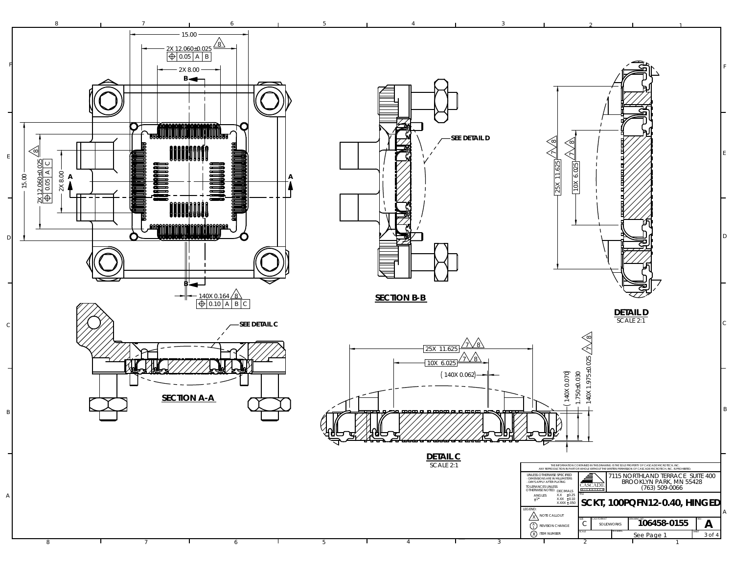15.00

2X 12.060±0.025 (8)

⌖ 0.05 | A | B

2X 8.00

B

15.00

2X 12.060±0.025 (8)

⌖ 0.05 | A | C

2X 8.00

A

A

B

140X 0.164 (8)

⌖ 0.10 | A | B | C

SEE DETAIL D

**SECTION B-B**

25X 11.625 (7)(8)

10X 6.025 (7)(8)

**DETAIL D**

SCALE 2:1

SEE DETAIL C

**SECTION A-A**

25X 11.625 (7)(8)

10X 6.025 (7)(8)

(140X 0.062)

(140X 0.070)

1.750±0.030

140X 1.975±0.025 (7)(8)

**DETAIL C**

SCALE 2:1

THE INFORMATION CONTAINED IN THIS DRAWING IS THE SOLE PROPERTY OF CASCADE MICROTECH, INC. ANY REPRODUCTION IN PART OR WHOLE WITHOUT THE WRITTEN PERMISSION OF CASCADE MICROTECH, INC. IS PROHIBITED.

UNLESS OTHERWISE SPECIFIED
- DIMENSIONS ARE IN MILLIMETERS
- DIM'S APPLY AFTER PLATING

TOLERANCES UNLESS OTHERWISE NOTED:

| ANGLES | DECIMALS | |
|---|---|---|
| ±1° | X.X | ±0.25 |
| | X.XX | ±0.10 |
| | X.XXX | ±.050 |

LEGEND:
- (X) NOTE CALLOUT
- (A) REVISION CHANGE
- (X) ITEM NUMBER

CASCADE MICROTECH

7115 NORTHLAND TERRACE SUITE 400
BROOKLYN PARK, MN 55428
(763) 509-0066

TITLE: SCKT, 100PQFN12-0.40, HINGED

| SIZE | CAD FORMAT | DRAWING NO. | REV. |
|---|---|---|---|
| C | SOLIDWORKS | 106458-0155 | A |

SCALE: | MATERIAL: See Page 1 | SHEET 3 of 4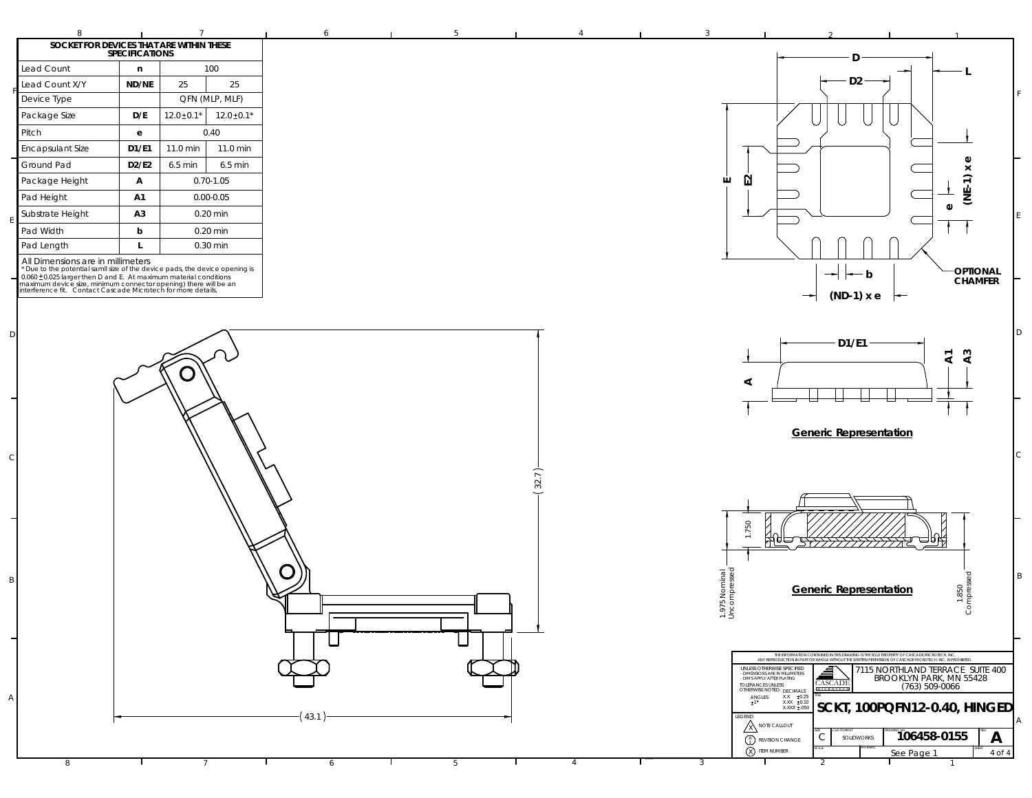| SOCKET FOR DEVICES THAT ARE WITHIN THESE SPECIFICATIONS | | | |
|---|---|---|---|
| Lead Count | n | 100 | |
| Lead Count X/Y | ND/NE | 25 | 25 |
| Device Type | | QFN (MLP, MLF) | |
| Package Size | D/E | 12.0±0.1* | 12.0±0.1* |
| Pitch | e | 0.40 | |
| Encapsulant Size | D1/E1 | 11.0 min | 11.0 min |
| Ground Pad | D2/E2 | 6.5 min | 6.5 min |
| Package Height | A | 0.70-1.05 | |
| Pad Height | A1 | 0.00-0.05 | |
| Substrate Height | A3 | 0.20 min | |
| Pad Width | b | 0.20 min | |
| Pad Length | L | 0.30 min | |

All Dimensions are in millimeters
* Due to the potential samll size of the device pads, the device opening is 0.060±0.025 larger then D and E. At maximum material conditions maximum device size, minimum connector opening) there will be an interference fit. Contact Cascade Microtech for more details.

D
D2
L
E
E2
(NE-1) x e
e
b
(ND-1) x e
OPTIONAL CHAMFER

D1/E1
A
A1
A3

Generic Representation

1.750
1.975 Nominal Uncompressed
1.850 Compressed

Generic Representation

(32.7)
(43.1)

THE INFORMATION CONTAINED IN THIS DRAWING IS THE SOLE PROPERTY OF CASCADE MICROTECH, INC. ANY REPRODUCTION IN PART OR WHOLE WITHOUT THE WRITTEN PERMISSION OF CASCADE MICROTECH, INC. IS PROHIBITED.

UNLESS OTHERWISE SPECIFIED
- DIMENSIONS ARE IN MILLIMETERS
- DIM'S APPLY AFTER PLATING
TOLERANCES UNLESS OTHERWISE NOTED: DECIMALS
ANGLES ±1° | X.X ±0.25 | X.XX ±0.10 | X.XXX ±.050

LEGEND:
X NOTE CALLOUT
A REVISION CHANGE
X ITEM NUMBER

CASCADE MICROTECH
7115 NORTHLAND TERRACE SUITE 400
BROOKLYN PARK, MN 55428
(763) 509-0066

TITLE: SCKT, 100PQFN12-0.40, HINGED

SIZE: C | CAD FORMAT: SOLIDWORKS | DRAWING NO.: 106458-0155 | REV: A
SCALE | MATERIAL: See Page 1 | SHEET: 4 of 4